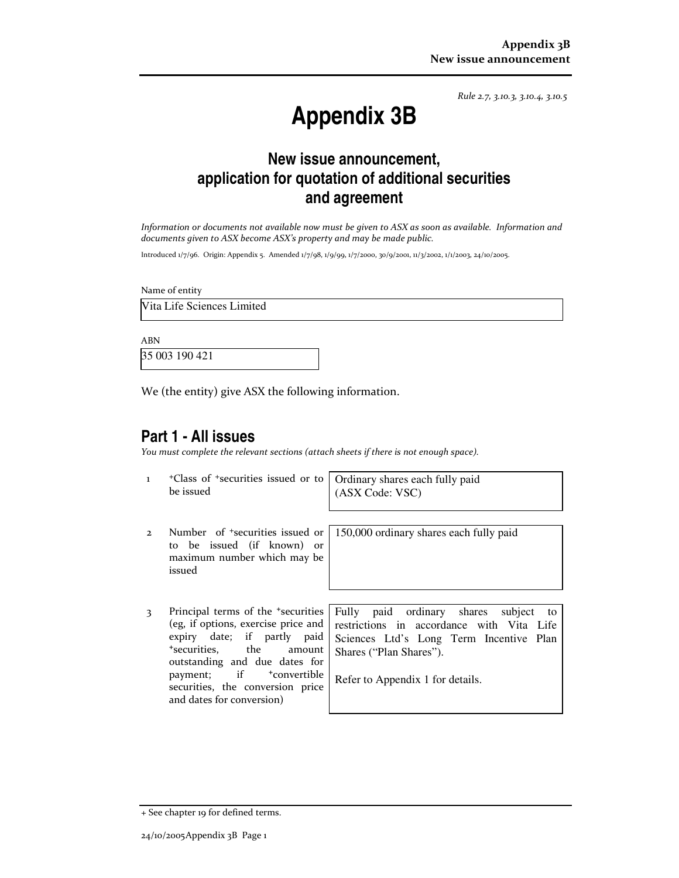*Rule 2.7, 3.10.3, 3.10.4, 3.10.5*

# Appendix 3B

## New issue announcement, application for quotation of additional securities and agreement

*Information or documents not available now must be given to ASX as soon as available. Information and documents given to ASX become ASX's property and may be made public.*

Introduced 1/7/96. Origin: Appendix 5. Amended 1/7/98, 1/9/99, 1/7/2000, 30/9/2001, 11/3/2002, 1/1/2003, 24/10/2005.

Name of entity

Vita Life Sciences Limited

ABN

35 003 190 421

We (the entity) give ASX the following information.

## Part 1 - All issues

*You must complete the relevant sections (attach sheets if there is not enough space).*

| | | |
|---|---|---|
| 1 | +Class of +securities issued or to be issued | Ordinary shares each fully paid (ASX Code: VSC) |
| 2 | Number of +securities issued or to be issued (if known) or maximum number which may be issued | 150,000 ordinary shares each fully paid |
| 3 | Principal terms of the +securities (eg, if options, exercise price and expiry date; if partly paid +securities, the amount outstanding and due dates for payment; if +convertible securities, the conversion price and dates for conversion) | Fully paid ordinary shares subject to restrictions in accordance with Vita Life Sciences Ltd's Long Term Incentive Plan Shares ("Plan Shares").<br><br>Refer to Appendix 1 for details. |

+ See chapter 19 for defined terms.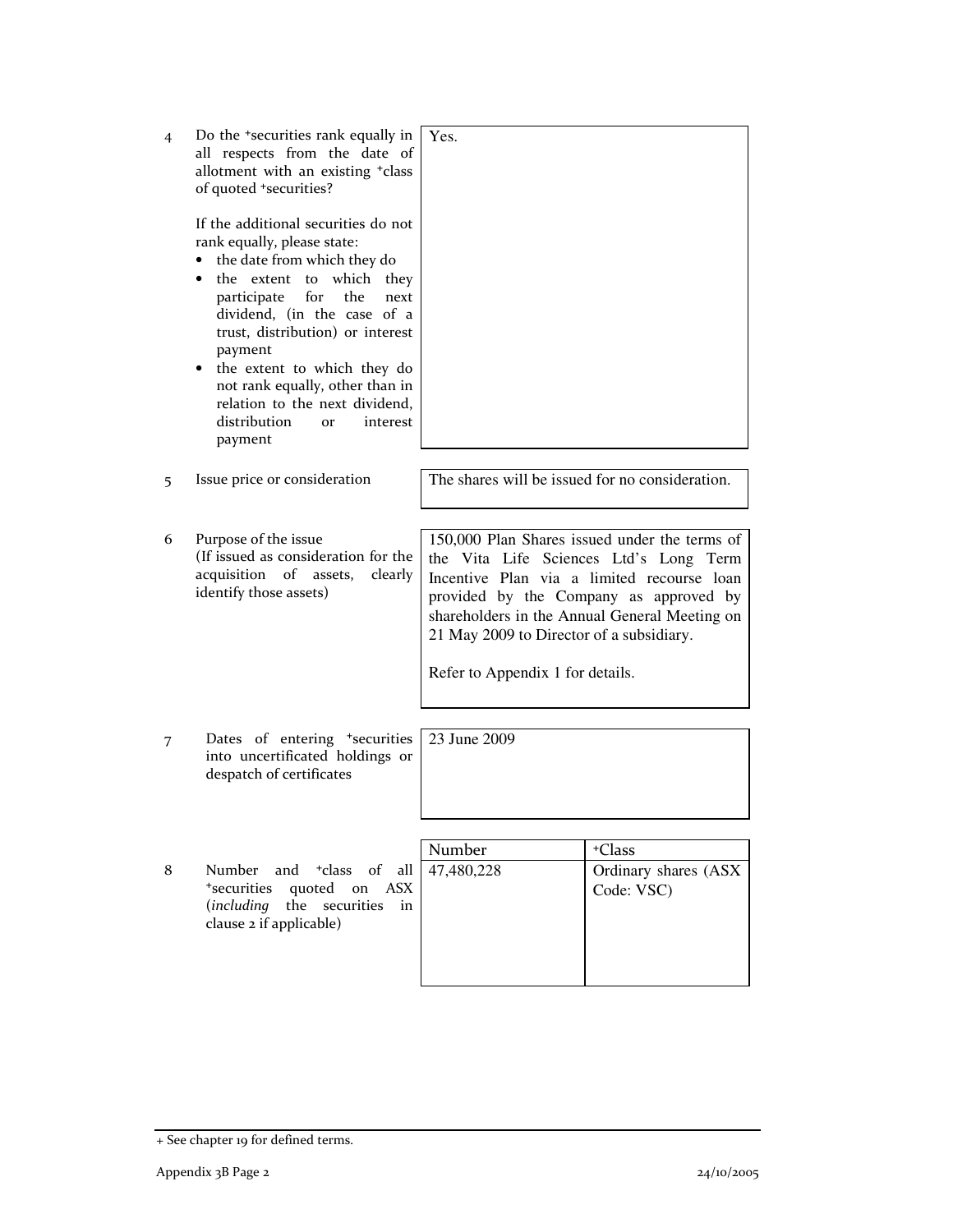| | | |
|---|---|---|
| 4 | Do the +securities rank equally in all respects from the date of allotment with an existing +class of quoted +securities?<br><br>If the additional securities do not rank equally, please state:<br>• the date from which they do<br>• the extent to which they participate for the next dividend, (in the case of a trust, distribution) or interest payment<br>• the extent to which they do not rank equally, other than in relation to the next dividend, distribution or interest payment | Yes. |
| 5 | Issue price or consideration | The shares will be issued for no consideration. |
| 6 | Purpose of the issue<br>(If issued as consideration for the acquisition of assets, clearly identify those assets) | 150,000 Plan Shares issued under the terms of the Vita Life Sciences Ltd's Long Term Incentive Plan via a limited recourse loan provided by the Company as approved by shareholders in the Annual General Meeting on 21 May 2009 to Director of a subsidiary.<br><br>Refer to Appendix 1 for details. |
| 7 | Dates of entering +securities into uncertificated holdings or despatch of certificates | 23 June 2009 |

| | | Number | +Class |
|---|---|---|---|
| 8 | Number and +class of all +securities quoted on ASX (*including* the securities in clause 2 if applicable) | 47,480,228 | Ordinary shares (ASX Code: VSC) |

+ See chapter 19 for defined terms.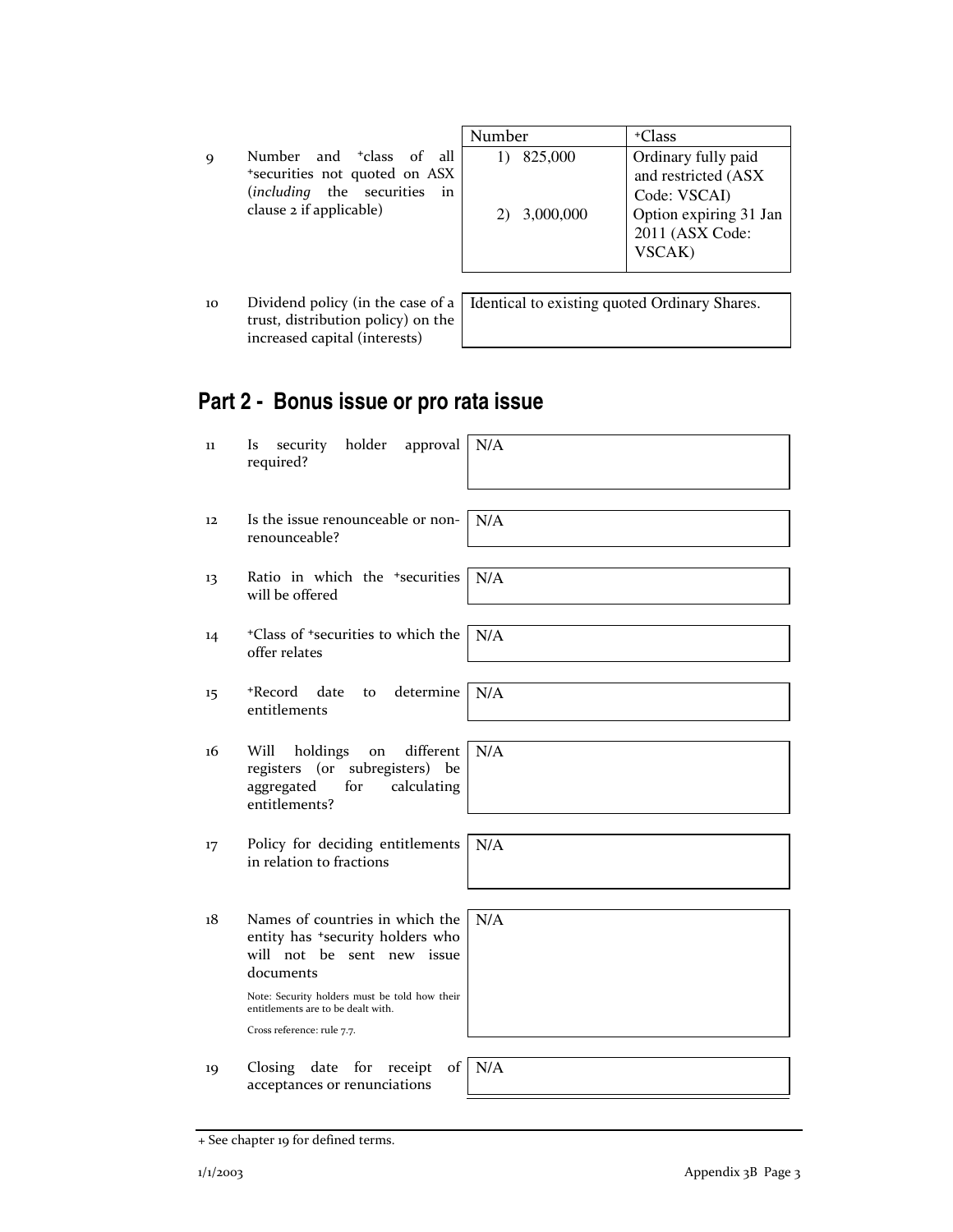| | | Number | +Class |
|---|---|---|---|
| 9 | Number and +class of all +securities not quoted on ASX (*including* the securities in clause 2 if applicable) | 1) 825,000<br><br>2) 3,000,000 | Ordinary fully paid and restricted (ASX Code: VSCAI)<br>Option expiring 31 Jan 2011 (ASX Code: VSCAK) |

| | | |
|---|---|---|
| 10 | Dividend policy (in the case of a trust, distribution policy) on the increased capital (interests) | Identical to existing quoted Ordinary Shares. |

## Part 2 - Bonus issue or pro rata issue

| | | |
|---|---|---|
| 11 | Is security holder approval required? | N/A |
| 12 | Is the issue renounceable or non-renounceable? | N/A |
| 13 | Ratio in which the +securities will be offered | N/A |
| 14 | +Class of +securities to which the offer relates | N/A |
| 15 | +Record date to determine entitlements | N/A |
| 16 | Will holdings on different registers (or subregisters) be aggregated for calculating entitlements? | N/A |
| 17 | Policy for deciding entitlements in relation to fractions | N/A |
| 18 | Names of countries in which the entity has +security holders who will not be sent new issue documents<br><br>Note: Security holders must be told how their entitlements are to be dealt with.<br><br>Cross reference: rule 7.7. | N/A |
| 19 | Closing date for receipt of acceptances or renunciations | N/A |

+ See chapter 19 for defined terms.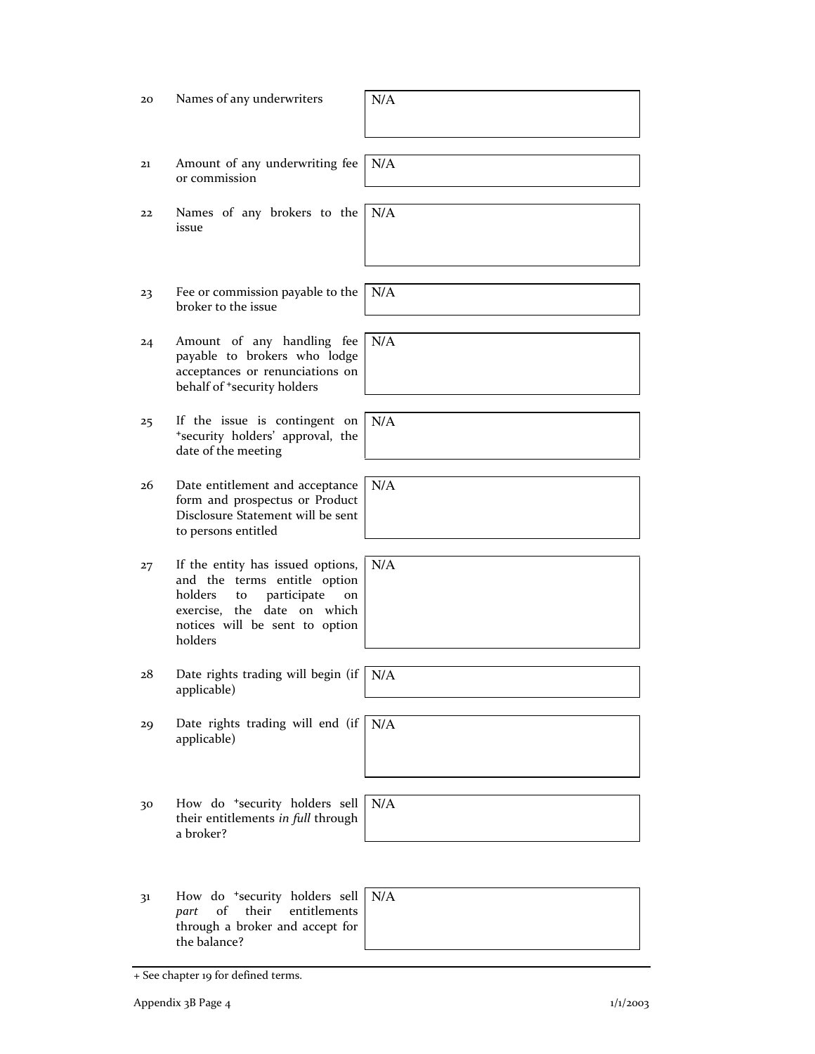| | | |
|---|---|---|
| 20 | Names of any underwriters | N/A |
| 21 | Amount of any underwriting fee or commission | N/A |
| 22 | Names of any brokers to the issue | N/A |
| 23 | Fee or commission payable to the broker to the issue | N/A |
| 24 | Amount of any handling fee payable to brokers who lodge acceptances or renunciations on behalf of +security holders | N/A |
| 25 | If the issue is contingent on +security holders' approval, the date of the meeting | N/A |
| 26 | Date entitlement and acceptance form and prospectus or Product Disclosure Statement will be sent to persons entitled | N/A |
| 27 | If the entity has issued options, and the terms entitle option holders to participate on exercise, the date on which notices will be sent to option holders | N/A |
| 28 | Date rights trading will begin (if applicable) | N/A |
| 29 | Date rights trading will end (if applicable) | N/A |
| 30 | How do +security holders sell their entitlements *in full* through a broker? | N/A |
| 31 | How do +security holders sell *part* of their entitlements through a broker and accept for the balance? | N/A |

+ See chapter 19 for defined terms.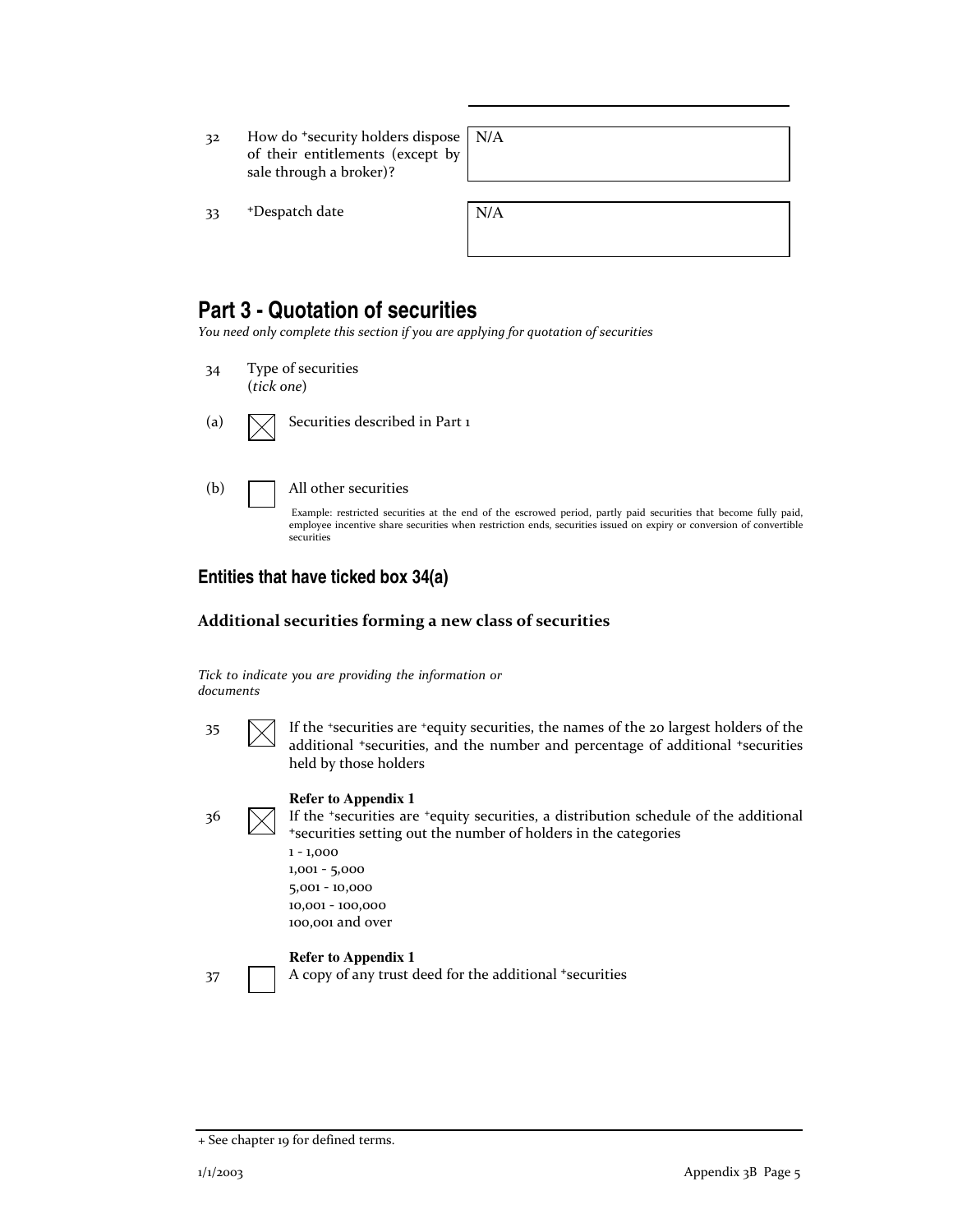| | | |
|---|---|---|
| 32 | How do +security holders dispose of their entitlements (except by sale through a broker)? | N/A |
| 33 | +Despatch date | N/A |

## Part 3 - Quotation of securities

*You need only complete this section if you are applying for quotation of securities*

34 Type of securities
(*tick one*)

(a) ☒ Securities described in Part 1

(b) ☐ All other securities

Example: restricted securities at the end of the escrowed period, partly paid securities that become fully paid, employee incentive share securities when restriction ends, securities issued on expiry or conversion of convertible securities

### Entities that have ticked box 34(a)

**Additional securities forming a new class of securities**

*Tick to indicate you are providing the information or documents*

35 ☒ If the +securities are +equity securities, the names of the 20 largest holders of the additional +securities, and the number and percentage of additional +securities held by those holders

**Refer to Appendix 1**

36 ☒ If the +securities are +equity securities, a distribution schedule of the additional +securities setting out the number of holders in the categories
1 - 1,000
1,001 - 5,000
5,001 - 10,000
10,001 - 100,000
100,001 and over

**Refer to Appendix 1**

37 ☐ A copy of any trust deed for the additional +securities

+ See chapter 19 for defined terms.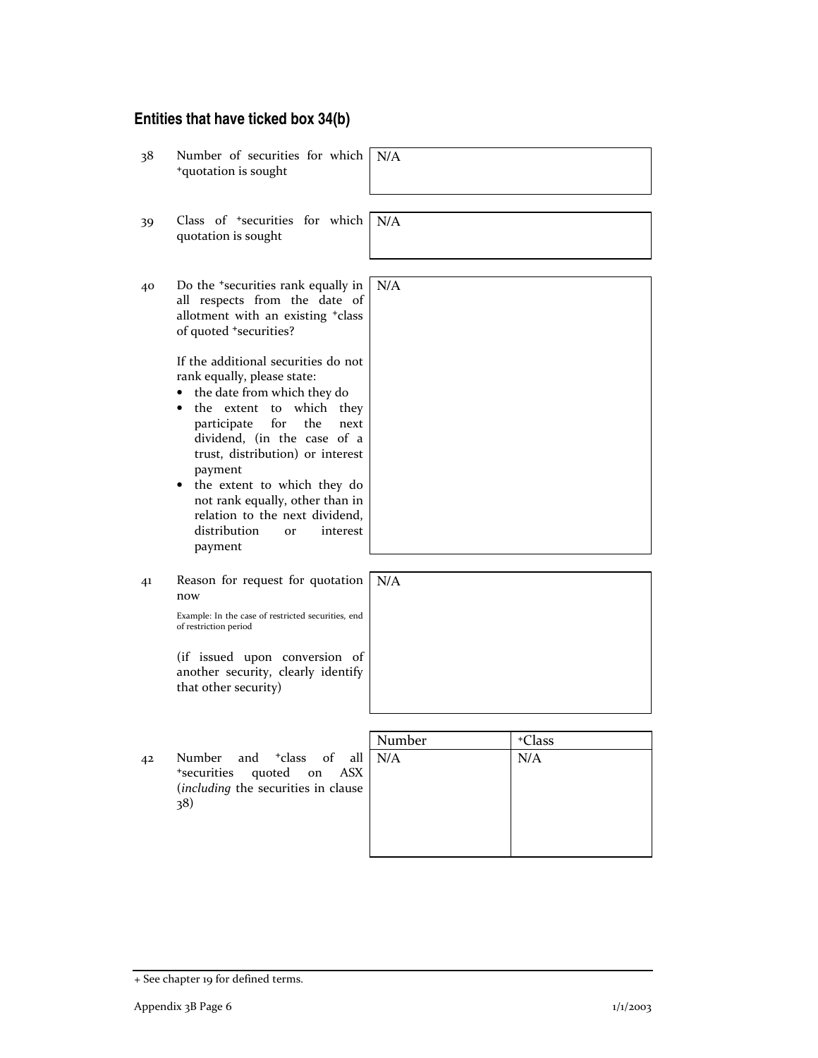## Entities that have ticked box 34(b)

| | | |
|---|---|---|
| 38 | Number of securities for which +quotation is sought | N/A |
| 39 | Class of +securities for which quotation is sought | N/A |
| 40 | Do the +securities rank equally in all respects from the date of allotment with an existing +class of quoted +securities?<br><br>If the additional securities do not rank equally, please state:<br>• the date from which they do<br>• the extent to which they participate for the next dividend, (in the case of a trust, distribution) or interest payment<br>• the extent to which they do not rank equally, other than in relation to the next dividend, distribution or interest payment | N/A |
| 41 | Reason for request for quotation now<br><br>Example: In the case of restricted securities, end of restriction period<br><br>(if issued upon conversion of another security, clearly identify that other security) | N/A |

42 Number and +class of all +securities quoted on ASX (*including* the securities in clause 38)

| Number | +Class |
|---|---|
| N/A | N/A |

+ See chapter 19 for defined terms.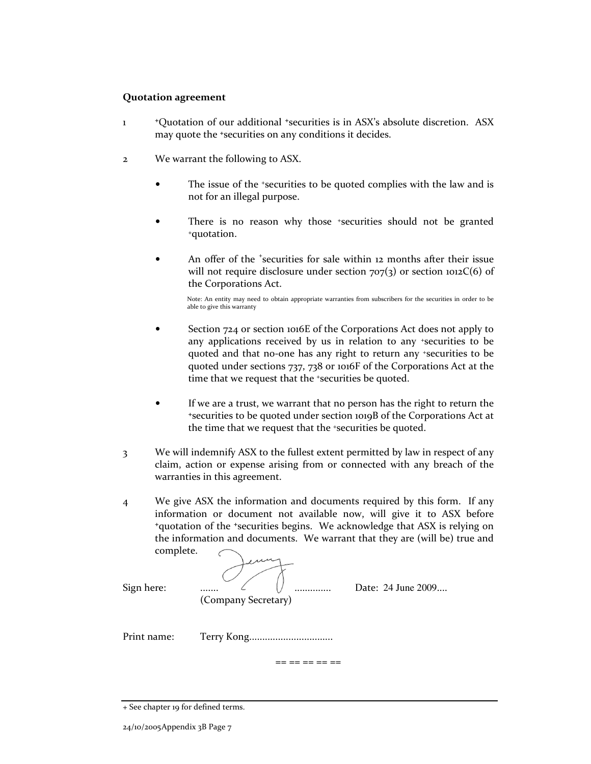**Quotation agreement**

1. +Quotation of our additional +securities is in ASX's absolute discretion. ASX may quote the +securities on any conditions it decides.

2. We warrant the following to ASX.

   - The issue of the +securities to be quoted complies with the law and is not for an illegal purpose.

   - There is no reason why those +securities should not be granted +quotation.

   - An offer of the +securities for sale within 12 months after their issue will not require disclosure under section 707(3) or section 1012C(6) of the Corporations Act.

     Note: An entity may need to obtain appropriate warranties from subscribers for the securities in order to be able to give this warranty

   - Section 724 or section 1016E of the Corporations Act does not apply to any applications received by us in relation to any +securities to be quoted and that no-one has any right to return any +securities to be quoted under sections 737, 738 or 1016F of the Corporations Act at the time that we request that the +securities be quoted.

   - If we are a trust, we warrant that no person has the right to return the +securities to be quoted under section 1019B of the Corporations Act at the time that we request that the +securities be quoted.

3. We will indemnify ASX to the fullest extent permitted by law in respect of any claim, action or expense arising from or connected with any breach of the warranties in this agreement.

4. We give ASX the information and documents required by this form. If any information or document not available now, will give it to ASX before +quotation of the +securities begins. We acknowledge that ASX is relying on the information and documents. We warrant that they are (will be) true and complete.

Sign here: ....... .............. (Company Secretary) Date: 24 June 2009....

Print name: Terry Kong................................

== == == == ==

+ See chapter 19 for defined terms.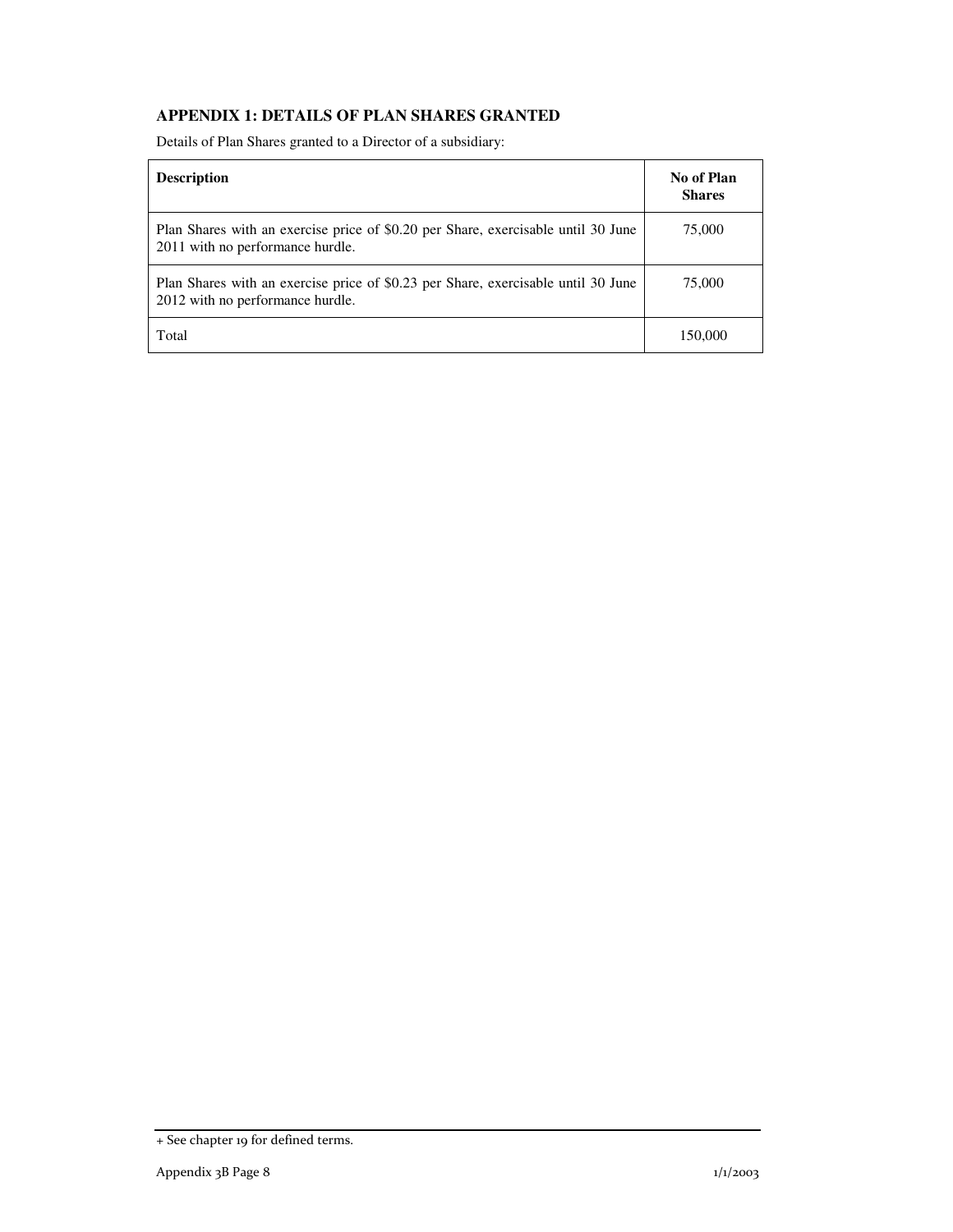## APPENDIX 1: DETAILS OF PLAN SHARES GRANTED

Details of Plan Shares granted to a Director of a subsidiary:

| Description | No of Plan Shares |
|---|---|
| Plan Shares with an exercise price of $0.20 per Share, exercisable until 30 June 2011 with no performance hurdle. | 75,000 |
| Plan Shares with an exercise price of $0.23 per Share, exercisable until 30 June 2012 with no performance hurdle. | 75,000 |
| Total | 150,000 |

+ See chapter 19 for defined terms.